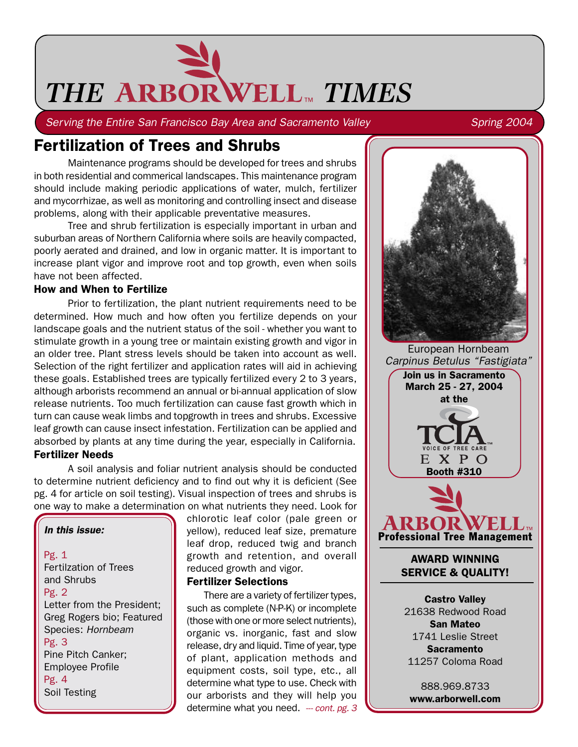# THE ARBORWELL™ TIMES

*Serving the Entire San Francisco Bay Area and Sacramento Valley* *Spring 2004*

## Fertilization of Trees and Shrubs

Maintenance programs should be developed for trees and shrubs in both residential and commerical landscapes. This maintenance program should include making periodic applications of water, mulch, fertilizer and mycorrhizae, as well as monitoring and controlling insect and disease problems, along with their applicable preventative measures.

Tree and shrub fertilization is especially important in urban and suburban areas of Northern California where soils are heavily compacted, poorly aerated and drained, and low in organic matter. It is important to increase plant vigor and improve root and top growth, even when soils have not been affected.

### How and When to Fertilize

Prior to fertilization, the plant nutrient requirements need to be determined. How much and how often you fertilize depends on your landscape goals and the nutrient status of the soil - whether you want to stimulate growth in a young tree or maintain existing growth and vigor in an older tree. Plant stress levels should be taken into account as well. Selection of the right fertilizer and application rates will aid in achieving these goals. Established trees are typically fertilized every 2 to 3 years, although arborists recommend an annual or bi-annual application of slow release nutrients. Too much fertilization can cause fast growth which in turn can cause weak limbs and topgrowth in trees and shrubs. Excessive leaf growth can cause insect infestation. Fertilization can be applied and absorbed by plants at any time during the year, especially in California.

### Fertilizer Needs

A soil analysis and foliar nutrient analysis should be conducted to determine nutrient deficiency and to find out why it is deficient (See pg. 4 for article on soil testing). Visual inspection of trees and shrubs is one way to make a determination on what nutrients they need. Look for chlorotic leaf color (pale green or yellow), reduced leaf size, premature leaf drop, reduced twig and branch growth and retention, and overall reduced growth and vigor.

### Fertilizer Selections

There are a variety of fertilizer types, such as complete (N-P-K) or incomplete (those with one or more select nutrients), organic vs. inorganic, fast and slow release, dry and liquid. Time of year, type of plant, application methods and equipment costs, soil type, etc., all determine what type to use. Check with our arborists and they will help you determine what you need. *--- cont. pg. 3*

***In this issue:***

Pg. 1
Fertilzation of Trees and Shrubs

Pg. 2
Letter from the President; Greg Rogers bio; Featured Species: *Hornbeam*

Pg. 3
Pine Pitch Canker; Employee Profile

Pg. 4
Soil Testing

European Hornbeam
*Carpinus Betulus "Fastigiata"*

**Join us in Sacramento**
**March 25 - 27, 2004**
**at the**
TCIA
VOICE OF TREE CARE
EXPO
**Booth #310**

ARBORWELL™
**Professional Tree Management**

**AWARD WINNING SERVICE & QUALITY!**

**Castro Valley**
21638 Redwood Road
**San Mateo**
1741 Leslie Street
**Sacramento**
11257 Coloma Road

888.969.8733
**www.arborwell.com**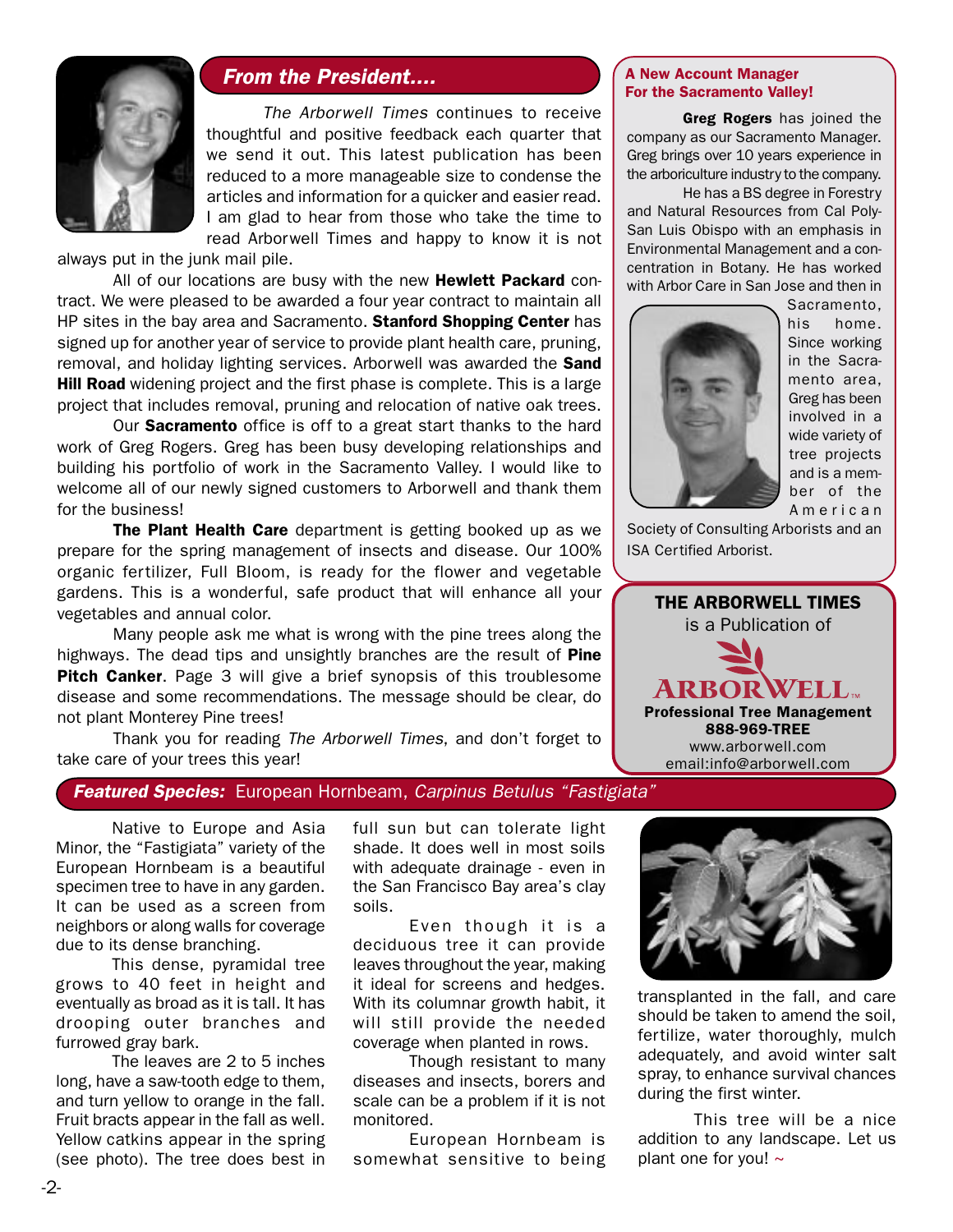## From the President....

*The Arborwell Times* continues to receive thoughtful and positive feedback each quarter that we send it out. This latest publication has been reduced to a more manageable size to condense the articles and information for a quicker and easier read. I am glad to hear from those who take the time to read Arborwell Times and happy to know it is not always put in the junk mail pile.

All of our locations are busy with the new **Hewlett Packard** contract. We were pleased to be awarded a four year contract to maintain all HP sites in the bay area and Sacramento. **Stanford Shopping Center** has signed up for another year of service to provide plant health care, pruning, removal, and holiday lighting services. Arborwell was awarded the **Sand Hill Road** widening project and the first phase is complete. This is a large project that includes removal, pruning and relocation of native oak trees.

Our **Sacramento** office is off to a great start thanks to the hard work of Greg Rogers. Greg has been busy developing relationships and building his portfolio of work in the Sacramento Valley. I would like to welcome all of our newly signed customers to Arborwell and thank them for the business!

**The Plant Health Care** department is getting booked up as we prepare for the spring management of insects and disease. Our 100% organic fertilizer, Full Bloom, is ready for the flower and vegetable gardens. This is a wonderful, safe product that will enhance all your vegetables and annual color.

Many people ask me what is wrong with the pine trees along the highways. The dead tips and unsightly branches are the result of **Pine Pitch Canker**. Page 3 will give a brief synopsis of this troublesome disease and some recommendations. The message should be clear, do not plant Monterey Pine trees!

Thank you for reading *The Arborwell Times*, and don't forget to take care of your trees this year!

### A New Account Manager For the Sacramento Valley!

**Greg Rogers** has joined the company as our Sacramento Manager. Greg brings over 10 years experience in the arboriculture industry to the company.

He has a BS degree in Forestry and Natural Resources from Cal Poly-San Luis Obispo with an emphasis in Environmental Management and a concentration in Botany. He has worked with Arbor Care in San Jose and then in Sacramento, his home. Since working in the Sacramento area, Greg has been involved in a wide variety of tree projects and is a member of the American Society of Consulting Arborists and an ISA Certified Arborist.

**THE ARBORWELL TIMES**
is a Publication of
ARBORWELL™
**Professional Tree Management**
**888-969-TREE**
www.arborwell.com
email:info@arborwell.com

## *Featured Species:* European Hornbeam, *Carpinus Betulus "Fastigiata"*

Native to Europe and Asia Minor, the "Fastigiata" variety of the European Hornbeam is a beautiful specimen tree to have in any garden. It can be used as a screen from neighbors or along walls for coverage due to its dense branching.

This dense, pyramidal tree grows to 40 feet in height and eventually as broad as it is tall. It has drooping outer branches and furrowed gray bark.

The leaves are 2 to 5 inches long, have a saw-tooth edge to them, and turn yellow to orange in the fall. Fruit bracts appear in the fall as well. Yellow catkins appear in the spring (see photo). The tree does best in full sun but can tolerate light shade. It does well in most soils with adequate drainage - even in the San Francisco Bay area's clay soils.

Even though it is a deciduous tree it can provide leaves throughout the year, making it ideal for screens and hedges. With its columnar growth habit, it will still provide the needed coverage when planted in rows.

Though resistant to many diseases and insects, borers and scale can be a problem if it is not monitored.

European Hornbeam is somewhat sensitive to being transplanted in the fall, and care should be taken to amend the soil, fertilize, water thoroughly, mulch adequately, and avoid winter salt spray, to enhance survival chances during the first winter.

This tree will be a nice addition to any landscape. Let us plant one for you! ~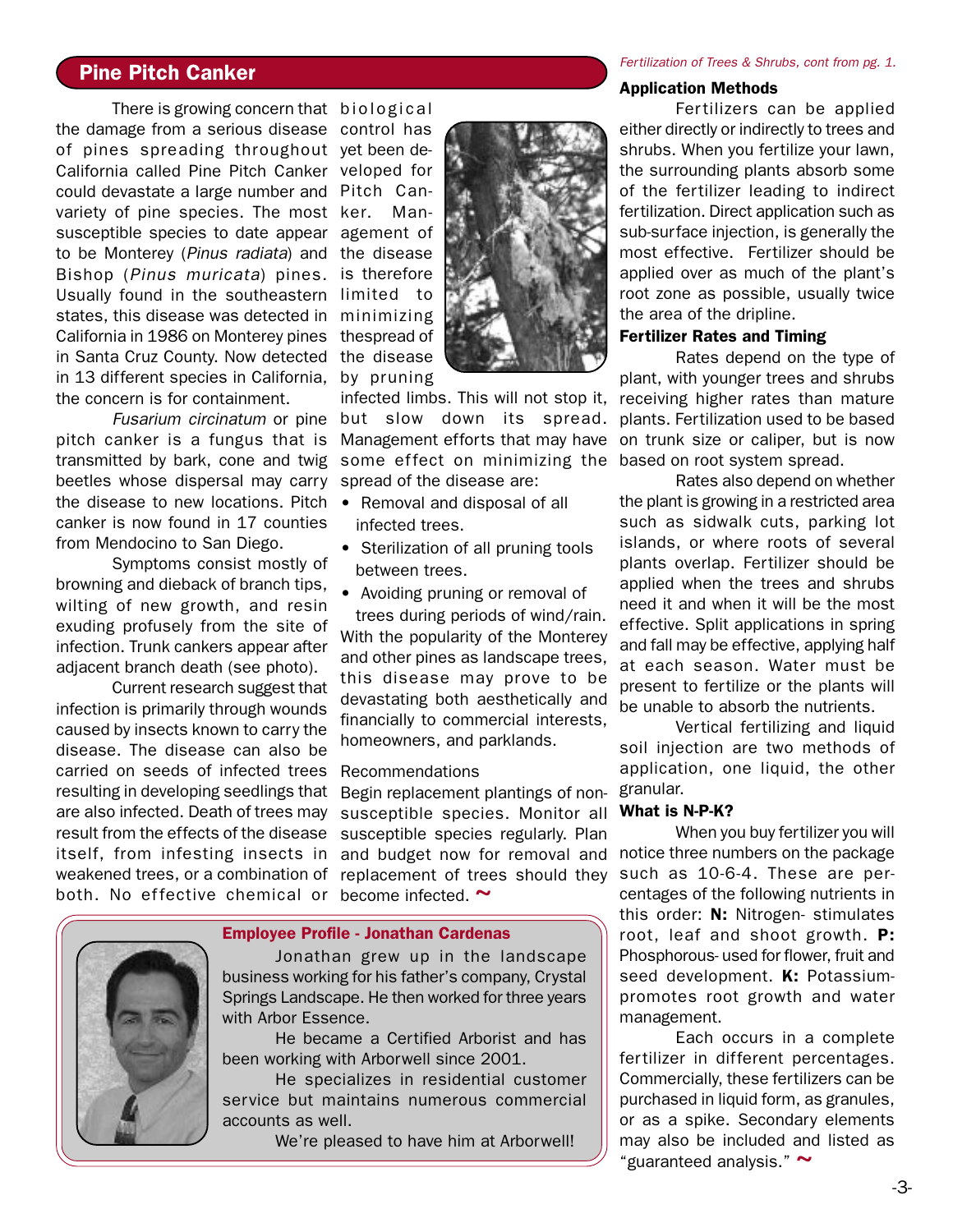## Pine Pitch Canker

There is growing concern that the damage from a serious disease of pines spreading throughout California called Pine Pitch Canker could devastate a large number and variety of pine species. The most susceptible species to date appear to be Monterey (*Pinus radiata*) and Bishop (*Pinus muricata*) pines. Usually found in the southeastern states, this disease was detected in California in 1986 on Monterey pines in Santa Cruz County. Now detected in 13 different species in California, the concern is for containment.

*Fusarium circinatum* or pine pitch canker is a fungus that is transmitted by bark, cone and twig beetles whose dispersal may carry the disease to new locations. Pitch canker is now found in 17 counties from Mendocino to San Diego.

Symptoms consist mostly of browning and dieback of branch tips, wilting of new growth, and resin exuding profusely from the site of infection. Trunk cankers appear after adjacent branch death (see photo).

Current research suggest that infection is primarily through wounds caused by insects known to carry the disease. The disease can also be carried on seeds of infected trees resulting in developing seedlings that are also infected. Death of trees may result from the effects of the disease itself, from infesting insects in weakened trees, or a combination of both. No effective chemical or biological control has yet been developed for Pitch Canker. Management of the disease is therefore limited to minimizing thespread of the disease by pruning infected limbs. This will not stop it, but slow down its spread. Management efforts that may have some effect on minimizing the spread of the disease are:

- Removal and disposal of all infected trees.
- Sterilization of all pruning tools between trees.
- Avoiding pruning or removal of trees during periods of wind/rain.

With the popularity of the Monterey and other pines as landscape trees, this disease may prove to be devastating both aesthetically and financially to commercial interests, homeowners, and parklands.

Recommendations

Begin replacement plantings of non-susceptible species. Monitor all susceptible species regularly. Plan and budget now for removal and replacement of trees should they become infected. ~

### Employee Profile - Jonathan Cardenas

Jonathan grew up in the landscape business working for his father's company, Crystal Springs Landscape. He then worked for three years with Arbor Essence.

He became a Certified Arborist and has been working with Arborwell since 2001.

He specializes in residential customer service but maintains numerous commercial accounts as well.

We're pleased to have him at Arborwell!

*Fertilization of Trees & Shrubs, cont from pg. 1.*

### Application Methods

Fertilizers can be applied either directly or indirectly to trees and shrubs. When you fertilize your lawn, the surrounding plants absorb some of the fertilizer leading to indirect fertilization. Direct application such as sub-surface injection, is generally the most effective. Fertilizer should be applied over as much of the plant's root zone as possible, usually twice the area of the dripline.

### Fertilizer Rates and Timing

Rates depend on the type of plant, with younger trees and shrubs receiving higher rates than mature plants. Fertilization used to be based on trunk size or caliper, but is now based on root system spread.

Rates also depend on whether the plant is growing in a restricted area such as sidwalk cuts, parking lot islands, or where roots of several plants overlap. Fertilizer should be applied when the trees and shrubs need it and when it will be the most effective. Split applications in spring and fall may be effective, applying half at each season. Water must be present to fertilize or the plants will be unable to absorb the nutrients.

Vertical fertilizing and liquid soil injection are two methods of application, one liquid, the other granular.

### What is N-P-K?

When you buy fertilizer you will notice three numbers on the package such as 10-6-4. These are percentages of the following nutrients in this order: **N:** Nitrogen- stimulates root, leaf and shoot growth. **P:** Phosphorous- used for flower, fruit and seed development. **K:** Potassium- promotes root growth and water management.

Each occurs in a complete fertilizer in different percentages. Commercially, these fertilizers can be purchased in liquid form, as granules, or as a spike. Secondary elements may also be included and listed as "guaranteed analysis." ~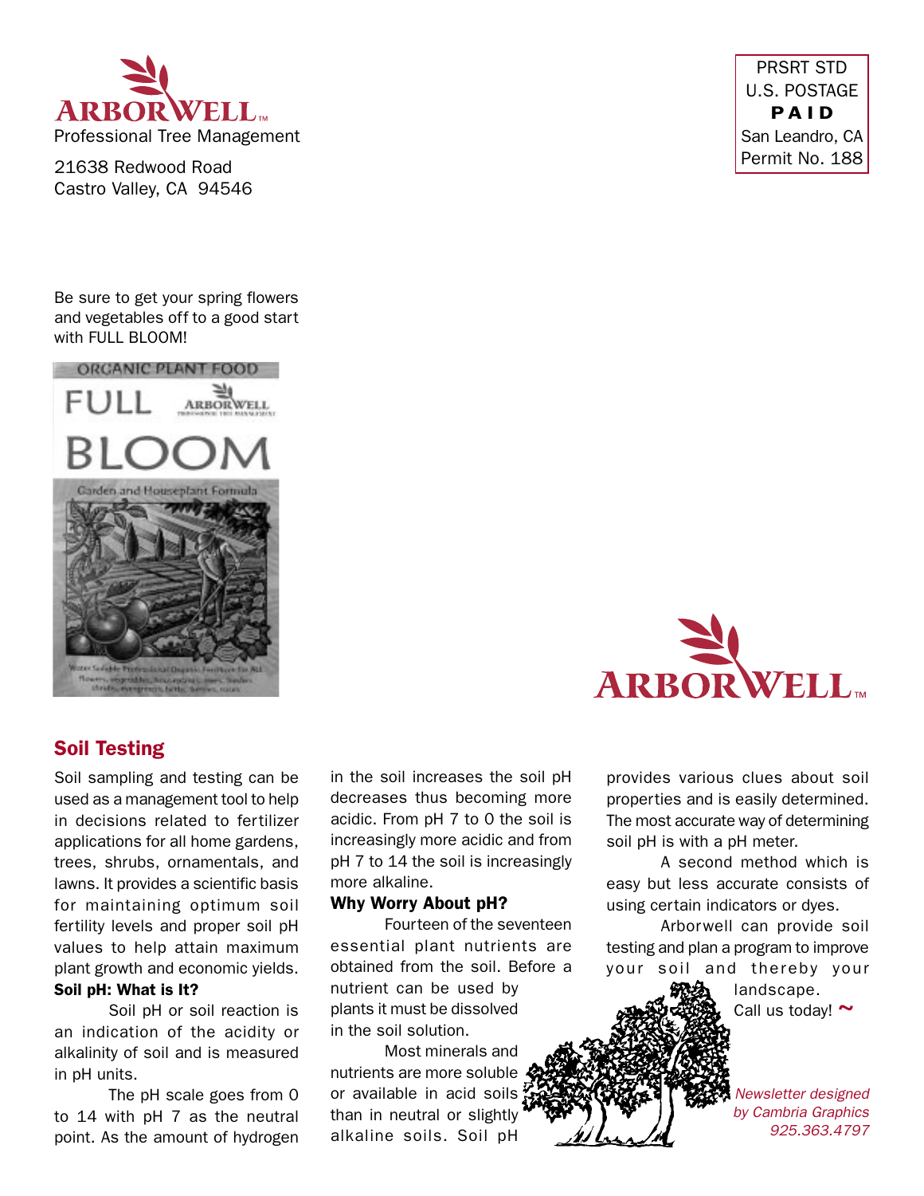ARBORWELL™

Professional Tree Management

21638 Redwood Road
Castro Valley, CA 94546

PRSRT STD
U.S. POSTAGE
**PAID**
San Leandro, CA
Permit No. 188

Be sure to get your spring flowers and vegetables off to a good start with FULL BLOOM!

ORGANIC PLANT FOOD

FULL BLOOM

Garden and Houseplant Formula

ARBORWELL™

## Soil Testing

Soil sampling and testing can be used as a management tool to help in decisions related to fertilizer applications for all home gardens, trees, shrubs, ornamentals, and lawns. It provides a scientific basis for maintaining optimum soil fertility levels and proper soil pH values to help attain maximum plant growth and economic yields.

**Soil pH: What is It?**

Soil pH or soil reaction is an indication of the acidity or alkalinity of soil and is measured in pH units.

The pH scale goes from 0 to 14 with pH 7 as the neutral point. As the amount of hydrogen in the soil increases the soil pH decreases thus becoming more acidic. From pH 7 to 0 the soil is increasingly more acidic and from pH 7 to 14 the soil is increasingly more alkaline.

**Why Worry About pH?**

Fourteen of the seventeen essential plant nutrients are obtained from the soil. Before a nutrient can be used by plants it must be dissolved in the soil solution.

Most minerals and nutrients are more soluble or available in acid soils than in neutral or slightly alkaline soils. Soil pH provides various clues about soil properties and is easily determined. The most accurate way of determining soil pH is with a pH meter.

A second method which is easy but less accurate consists of using certain indicators or dyes.

Arborwell can provide soil testing and plan a program to improve your soil and thereby your landscape.
Call us today! ~

*Newsletter designed by Cambria Graphics 925.363.4797*